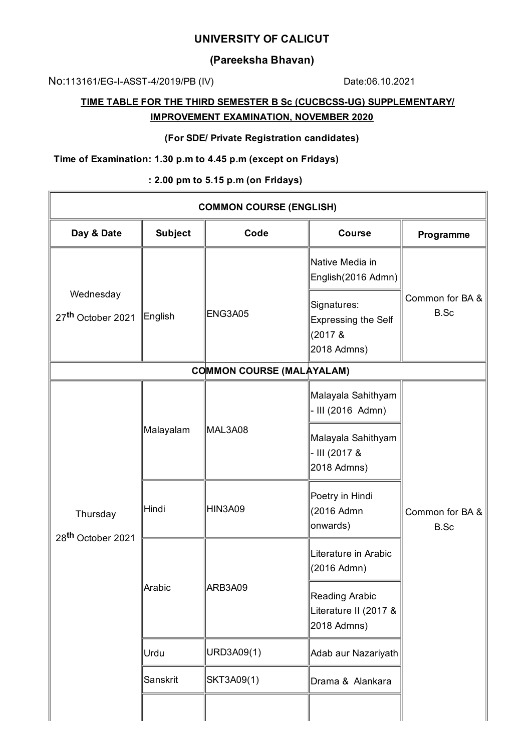# UNIVERSITY OF CALICUT

## (Pareeksha Bhavan)

No:113161/EG-I-ASST-4/2019/PB (IV) Date:06.10.2021

**TIME TABLE FOR THE THIRD SEMESTER B Sc (CUCBCSS-UG) SUPPLEMENTARY/ IMPROVEMENT EXAMINATION, NOVEMBER 2020**

**(For SDE/ Private Registration candidates)**

**Time of Examination: 1.30 p.m to 4.45 p.m (except on Fridays)**

**: 2.00 pm to 5.15 p.m (on Fridays)**

| COMMON COURSE (ENGLISH) | | | | |
|---|---|---|---|---|
| **Day & Date** | **Subject** | **Code** | **Course** | **Programme** |
| Wednesday 27th October 2021 | English | ENG3A05 | Native Media in English(2016 Admn) | Common for BA & B.Sc |
| | | | Signatures: Expressing the Self (2017 & 2018 Admns) | |
| **COMMON COURSE (MALAYALAM)** | | | | |
| Thursday 28th October 2021 | Malayalam | MAL3A08 | Malayala Sahithyam - III (2016 Admn) | Common for BA & B.Sc |
| | | | Malayala Sahithyam - III (2017 & 2018 Admns) | |
| | Hindi | HIN3A09 | Poetry in Hindi (2016 Admn onwards) | |
| | Arabic | ARB3A09 | Literature in Arabic (2016 Admn) | |
| | | | Reading Arabic Literature II (2017 & 2018 Admns) | |
| | Urdu | URD3A09(1) | Adab aur Nazariyath | |
| | Sanskrit | SKT3A09(1) | Drama & Alankara | |
| | | | | |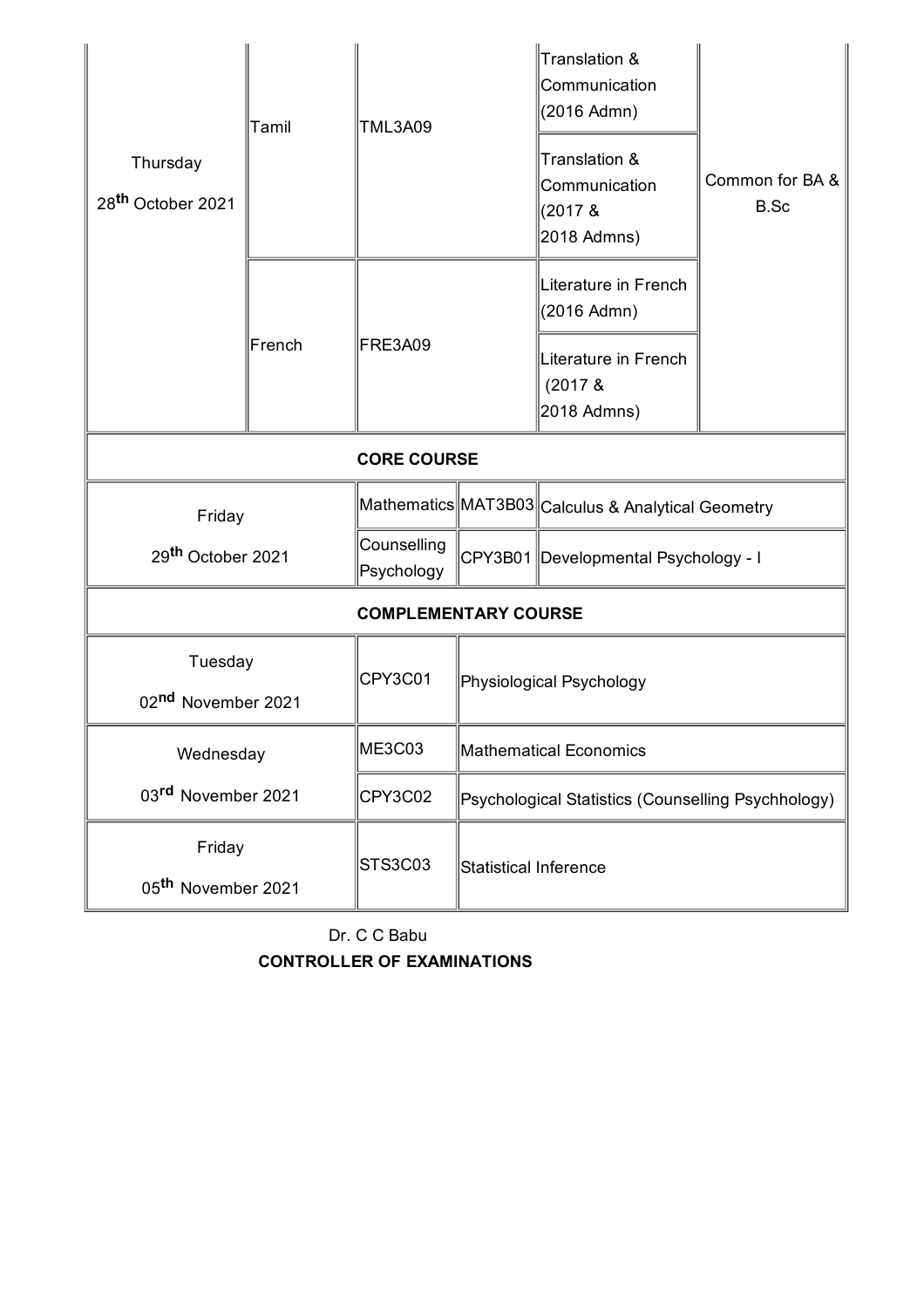| | | | | |
|---|---|---|---|---|
| Thursday 28th October 2021 | Tamil | TML3A09 | Translation & Communication (2016 Admn) | Common for BA & B.Sc |
| | | | Translation & Communication (2017 & 2018 Admns) | |
| | French | FRE3A09 | Literature in French (2016 Admn) | |
| | | | Literature in French (2017 & 2018 Admns) | |

**CORE COURSE**

| | | | |
|---|---|---|---|
| Friday 29th October 2021 | Mathematics | MAT3B03 | Calculus & Analytical Geometry |
| | Counselling Psychology | CPY3B01 | Developmental Psychology - I |

**COMPLEMENTARY COURSE**

| | | |
|---|---|---|
| Tuesday 02nd November 2021 | CPY3C01 | Physiological Psychology |
| Wednesday 03rd November 2021 | ME3C03 | Mathematical Economics |
| | CPY3C02 | Psychological Statistics (Counselling Psychhology) |
| Friday 05th November 2021 | STS3C03 | Statistical Inference |

Dr. C C Babu

**CONTROLLER OF EXAMINATIONS**